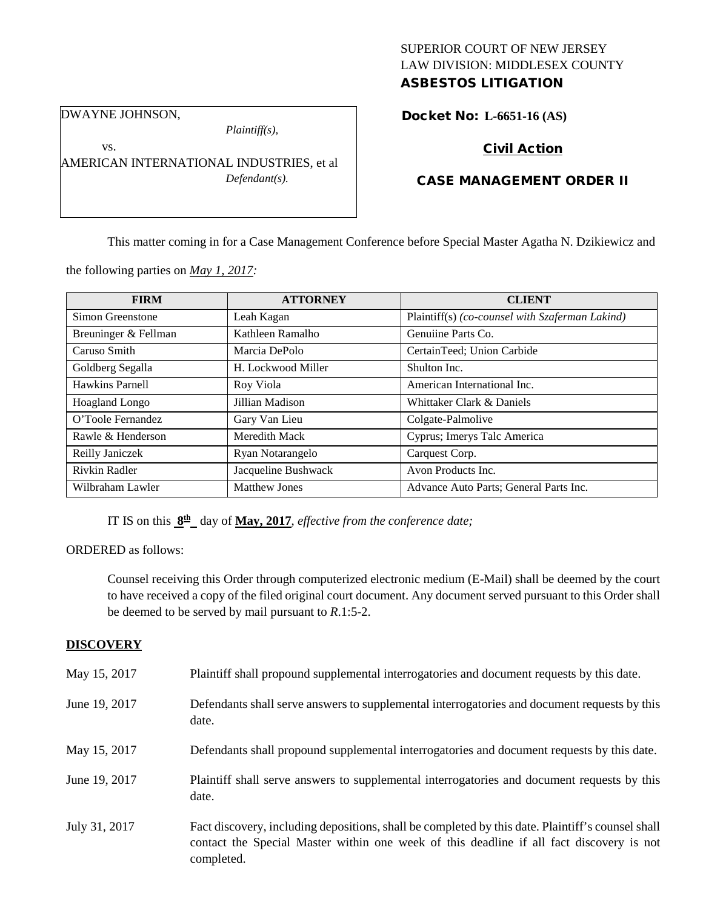SUPERIOR COURT OF NEW JERSEY
LAW DIVISION: MIDDLESEX COUNTY
**ASBESTOS LITIGATION**

DWAYNE JOHNSON,
*Plaintiff(s),*
vs.
AMERICAN INTERNATIONAL INDUSTRIES, et al
*Defendant(s).*

**Docket No: L-6651-16 (AS)**

**Civil Action**

**CASE MANAGEMENT ORDER II**

This matter coming in for a Case Management Conference before Special Master Agatha N. Dzikiewicz and the following parties on *May 1, 2017:*

| FIRM | ATTORNEY | CLIENT |
| --- | --- | --- |
| Simon Greenstone | Leah Kagan | Plaintiff(s) *(co-counsel with Szaferman Lakind)* |
| Breuninger & Fellman | Kathleen Ramalho | Genuiine Parts Co. |
| Caruso Smith | Marcia DePolo | CertainTeed; Union Carbide |
| Goldberg Segalla | H. Lockwood Miller | Shulton Inc. |
| Hawkins Parnell | Roy Viola | American International Inc. |
| Hoagland Longo | Jillian Madison | Whittaker Clark & Daniels |
| O'Toole Fernandez | Gary Van Lieu | Colgate-Palmolive |
| Rawle & Henderson | Meredith Mack | Cyprus; Imerys Talc America |
| Reilly Janiczek | Ryan Notarangelo | Carquest Corp. |
| Rivkin Radler | Jacqueline Bushwack | Avon Products Inc. |
| Wilbraham Lawler | Matthew Jones | Advance Auto Parts; General Parts Inc. |

IT IS on this **8th** day of **May, 2017**, *effective from the conference date;*

ORDERED as follows:

Counsel receiving this Order through computerized electronic medium (E-Mail) shall be deemed by the court to have received a copy of the filed original court document. Any document served pursuant to this Order shall be deemed to be served by mail pursuant to *R*.1:5-2.

## DISCOVERY

May 15, 2017 — Plaintiff shall propound supplemental interrogatories and document requests by this date.

June 19, 2017 — Defendants shall serve answers to supplemental interrogatories and document requests by this date.

May 15, 2017 — Defendants shall propound supplemental interrogatories and document requests by this date.

June 19, 2017 — Plaintiff shall serve answers to supplemental interrogatories and document requests by this date.

July 31, 2017 — Fact discovery, including depositions, shall be completed by this date. Plaintiff's counsel shall contact the Special Master within one week of this deadline if all fact discovery is not completed.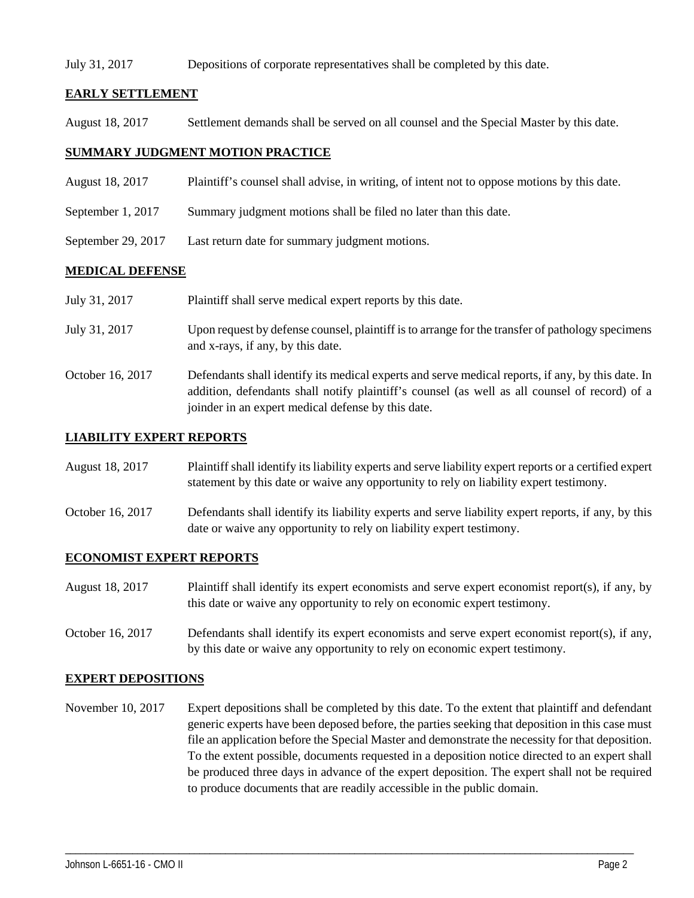July 31, 2017 Depositions of corporate representatives shall be completed by this date.

**EARLY SETTLEMENT**

August 18, 2017 Settlement demands shall be served on all counsel and the Special Master by this date.

**SUMMARY JUDGMENT MOTION PRACTICE**

August 18, 2017 Plaintiff's counsel shall advise, in writing, of intent not to oppose motions by this date.

September 1, 2017 Summary judgment motions shall be filed no later than this date.

September 29, 2017 Last return date for summary judgment motions.

**MEDICAL DEFENSE**

July 31, 2017 Plaintiff shall serve medical expert reports by this date.

July 31, 2017 Upon request by defense counsel, plaintiff is to arrange for the transfer of pathology specimens and x-rays, if any, by this date.

October 16, 2017 Defendants shall identify its medical experts and serve medical reports, if any, by this date. In addition, defendants shall notify plaintiff's counsel (as well as all counsel of record) of a joinder in an expert medical defense by this date.

**LIABILITY EXPERT REPORTS**

August 18, 2017 Plaintiff shall identify its liability experts and serve liability expert reports or a certified expert statement by this date or waive any opportunity to rely on liability expert testimony.

October 16, 2017 Defendants shall identify its liability experts and serve liability expert reports, if any, by this date or waive any opportunity to rely on liability expert testimony.

**ECONOMIST EXPERT REPORTS**

August 18, 2017 Plaintiff shall identify its expert economists and serve expert economist report(s), if any, by this date or waive any opportunity to rely on economic expert testimony.

October 16, 2017 Defendants shall identify its expert economists and serve expert economist report(s), if any, by this date or waive any opportunity to rely on economic expert testimony.

**EXPERT DEPOSITIONS**

November 10, 2017 Expert depositions shall be completed by this date. To the extent that plaintiff and defendant generic experts have been deposed before, the parties seeking that deposition in this case must file an application before the Special Master and demonstrate the necessity for that deposition. To the extent possible, documents requested in a deposition notice directed to an expert shall be produced three days in advance of the expert deposition. The expert shall not be required to produce documents that are readily accessible in the public domain.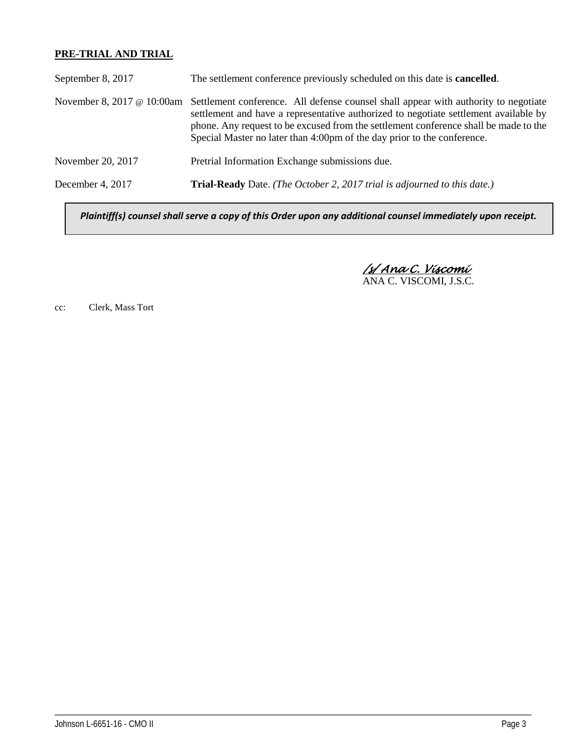**PRE-TRIAL AND TRIAL**

| | |
|---|---|
| September 8, 2017 | The settlement conference previously scheduled on this date is **cancelled**. |
| November 8, 2017 @ 10:00am | Settlement conference. All defense counsel shall appear with authority to negotiate settlement and have a representative authorized to negotiate settlement available by phone. Any request to be excused from the settlement conference shall be made to the Special Master no later than 4:00pm of the day prior to the conference. |
| November 20, 2017 | Pretrial Information Exchange submissions due. |
| December 4, 2017 | **Trial-Ready** Date. *(The October 2, 2017 trial is adjourned to this date.)* |

***Plaintiff(s) counsel shall serve a copy of this Order upon any additional counsel immediately upon receipt.***

/s/ Ana C. Viscomi
ANA C. VISCOMI, J.S.C.

cc: Clerk, Mass Tort